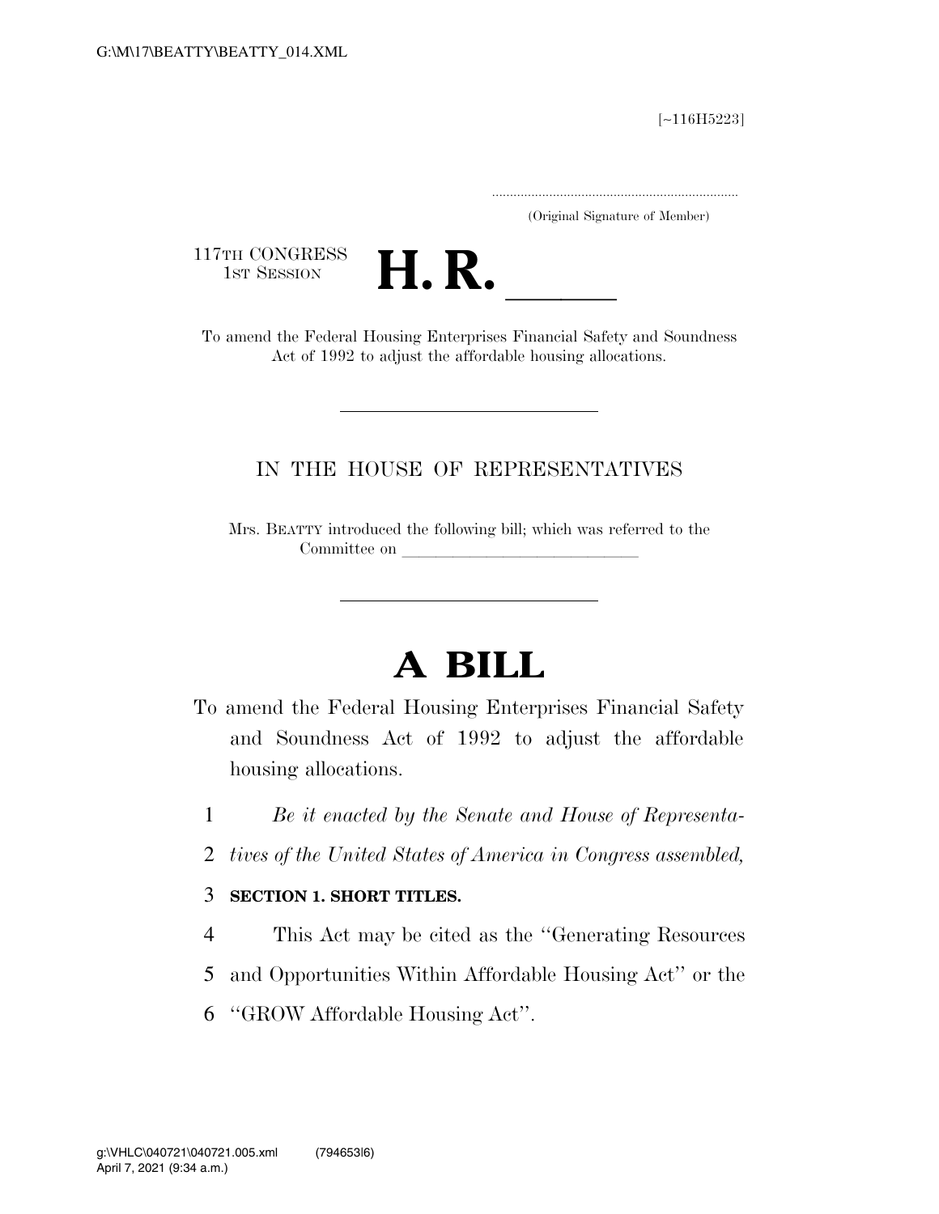[~116H5223]

.....................................................................
(Original Signature of Member)

117TH CONGRESS
1ST SESSION

# H. R. \_\_\_\_\_\_

To amend the Federal Housing Enterprises Financial Safety and Soundness Act of 1992 to adjust the affordable housing allocations.

---

IN THE HOUSE OF REPRESENTATIVES

Mrs. BEATTY introduced the following bill; which was referred to the Committee on \_\_\_\_\_\_\_\_\_\_\_\_\_\_\_\_\_\_\_\_\_\_\_\_\_\_\_\_\_\_

---

# A BILL

To amend the Federal Housing Enterprises Financial Safety and Soundness Act of 1992 to adjust the affordable housing allocations.

1 *Be it enacted by the Senate and House of Representa-*
2 *tives of the United States of America in Congress assembled,*

3 **SECTION 1. SHORT TITLES.**

4 This Act may be cited as the ''Generating Resources
5 and Opportunities Within Affordable Housing Act'' or the
6 ''GROW Affordable Housing Act''.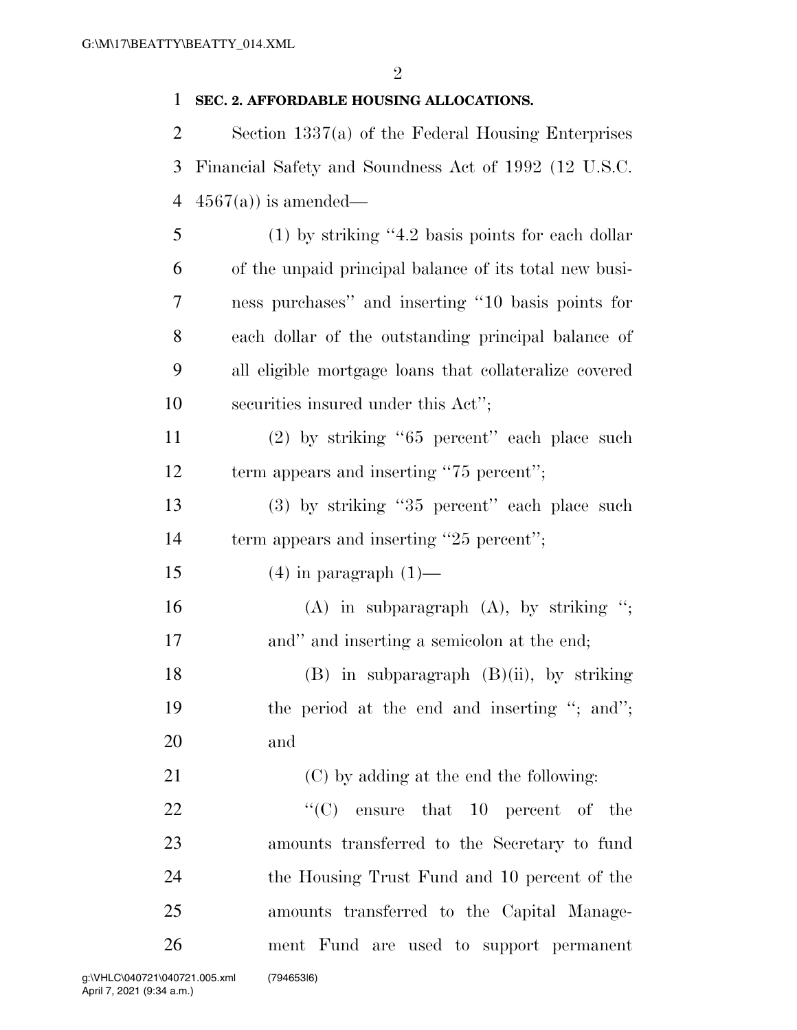**SEC. 2. AFFORDABLE HOUSING ALLOCATIONS.**

Section 1337(a) of the Federal Housing Enterprises Financial Safety and Soundness Act of 1992 (12 U.S.C. 4567(a)) is amended—

(1) by striking ''4.2 basis points for each dollar of the unpaid principal balance of its total new business purchases'' and inserting ''10 basis points for each dollar of the outstanding principal balance of all eligible mortgage loans that collateralize covered securities insured under this Act'';

(2) by striking ''65 percent'' each place such term appears and inserting ''75 percent'';

(3) by striking ''35 percent'' each place such term appears and inserting ''25 percent'';

(4) in paragraph (1)—

(A) in subparagraph (A), by striking ''; and'' and inserting a semicolon at the end;

(B) in subparagraph (B)(ii), by striking the period at the end and inserting ''; and''; and

(C) by adding at the end the following:

''(C) ensure that 10 percent of the amounts transferred to the Secretary to fund the Housing Trust Fund and 10 percent of the amounts transferred to the Capital Management Fund are used to support permanent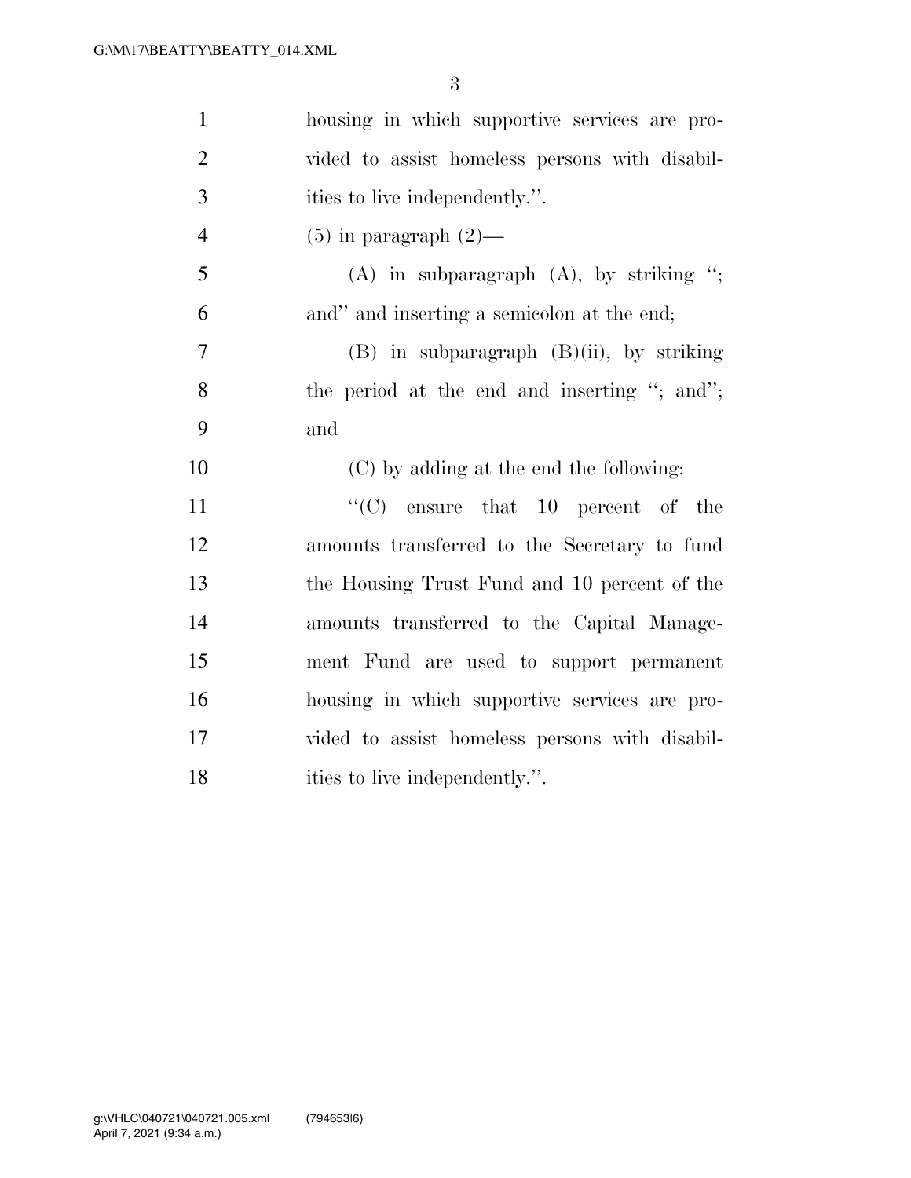housing in which supportive services are provided to assist homeless persons with disabilities to live independently.''.

(5) in paragraph (2)—

(A) in subparagraph (A), by striking ''; and'' and inserting a semicolon at the end;

(B) in subparagraph (B)(ii), by striking the period at the end and inserting ''; and''; and

(C) by adding at the end the following:

''(C) ensure that 10 percent of the amounts transferred to the Secretary to fund the Housing Trust Fund and 10 percent of the amounts transferred to the Capital Management Fund are used to support permanent housing in which supportive services are provided to assist homeless persons with disabilities to live independently.''.